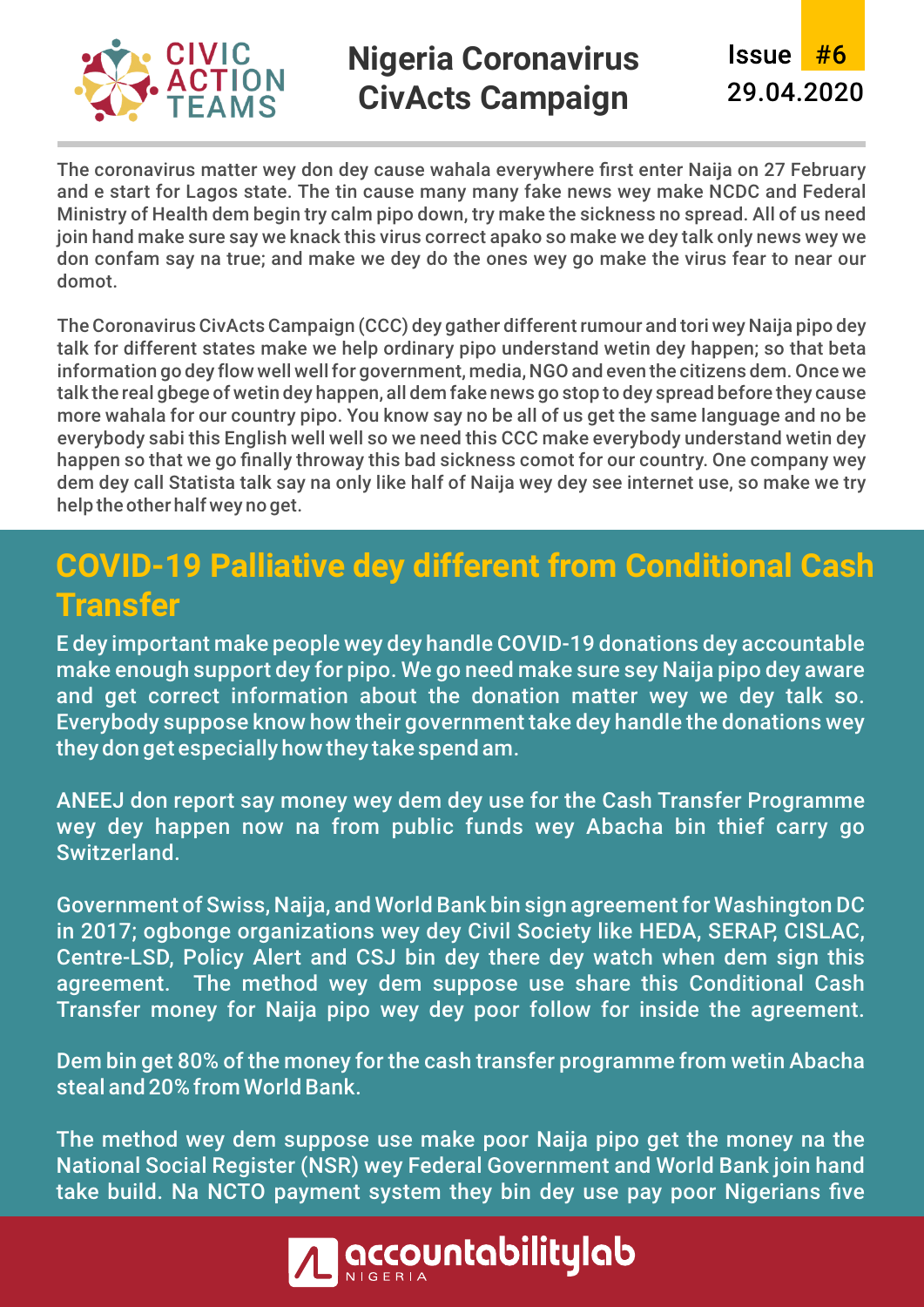# Nigeria Coronavirus CivActs Campaign

Issue #6
29.04.2020

The coronavirus matter wey don dey cause wahala everywhere first enter Naija on 27 February and e start for Lagos state. The tin cause many many fake news wey make NCDC and Federal Ministry of Health dem begin try calm pipo down, try make the sickness no spread. All of us need join hand make sure say we knack this virus correct apako so make we dey talk only news wey we don confam say na true; and make we dey do the ones wey go make the virus fear to near our domot.

The Coronavirus CivActs Campaign (CCC) dey gather different rumour and tori wey Naija pipo dey talk for different states make we help ordinary pipo understand wetin dey happen; so that beta information go dey flow well well for government, media, NGO and even the citizens dem. Once we talk the real gbege of wetin dey happen, all dem fake news go stop to dey spread before they cause more wahala for our country pipo. You know say no be all of us get the same language and no be everybody sabi this English well well so we need this CCC make everybody understand wetin dey happen so that we go finally throway this bad sickness comot for our country. One company wey dem dey call Statista talk say na only like half of Naija wey dey see internet use, so make we try help the other half wey no get.

## COVID-19 Palliative dey different from Conditional Cash Transfer

E dey important make people wey dey handle COVID-19 donations dey accountable make enough support dey for pipo. We go need make sure sey Naija pipo dey aware and get correct information about the donation matter wey we dey talk so. Everybody suppose know how their government take dey handle the donations wey they don get especially how they take spend am.

ANEEJ don report say money wey dem dey use for the Cash Transfer Programme wey dey happen now na from public funds wey Abacha bin thief carry go Switzerland.

Government of Swiss, Naija, and World Bank bin sign agreement for Washington DC in 2017; ogbonge organizations wey dey Civil Society like HEDA, SERAP, CISLAC, Centre-LSD, Policy Alert and CSJ bin dey there dey watch when dem sign this agreement. The method wey dem suppose use share this Conditional Cash Transfer money for Naija pipo wey dey poor follow for inside the agreement.

Dem bin get 80% of the money for the cash transfer programme from wetin Abacha steal and 20% from World Bank.

The method wey dem suppose use make poor Naija pipo get the money na the National Social Register (NSR) wey Federal Government and World Bank join hand take build. Na NCTO payment system they bin dey use pay poor Nigerians five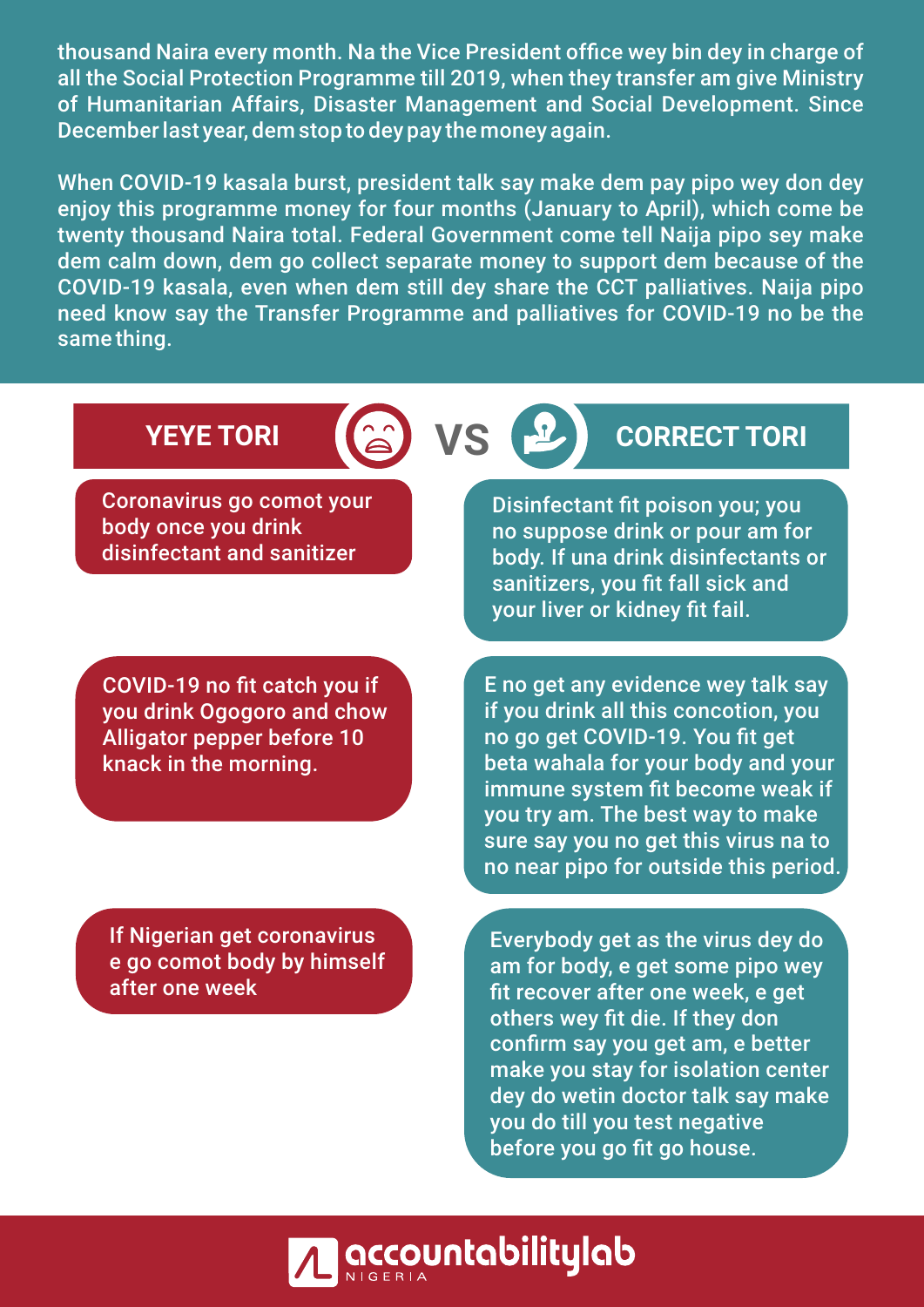thousand Naira every month. Na the Vice President office wey bin dey in charge of all the Social Protection Programme till 2019, when they transfer am give Ministry of Humanitarian Affairs, Disaster Management and Social Development. Since December last year, dem stop to dey pay the money again.

When COVID-19 kasala burst, president talk say make dem pay pipo wey don dey enjoy this programme money for four months (January to April), which come be twenty thousand Naira total. Federal Government come tell Naija pipo sey make dem calm down, dem go collect separate money to support dem because of the COVID-19 kasala, even when dem still dey share the CCT palliatives. Naija pipo need know say the Transfer Programme and palliatives for COVID-19 no be the same thing.

| YEYE TORI | VS | CORRECT TORI |
| --- | --- | --- |
| Coronavirus go comot your body once you drink disinfectant and sanitizer | | Disinfectant fit poison you; you no suppose drink or pour am for body. If una drink disinfectants or sanitizers, you fit fall sick and your liver or kidney fit fail. |
| COVID-19 no fit catch you if you drink Ogogoro and chow Alligator pepper before 10 knack in the morning. | | E no get any evidence wey talk say if you drink all this concotion, you no go get COVID-19. You fit get beta wahala for your body and your immune system fit become weak if you try am. The best way to make sure say you no get this virus na to no near pipo for outside this period. |
| If Nigerian get coronavirus e go comot body by himself after one week | | Everybody get as the virus dey do am for body, e get some pipo wey fit recover after one week, e get others wey fit die. If they don confirm say you get am, e better make you stay for isolation center dey do wetin doctor talk say make you do till you test negative before you go fit go house. |

accountabilitylab NIGERIA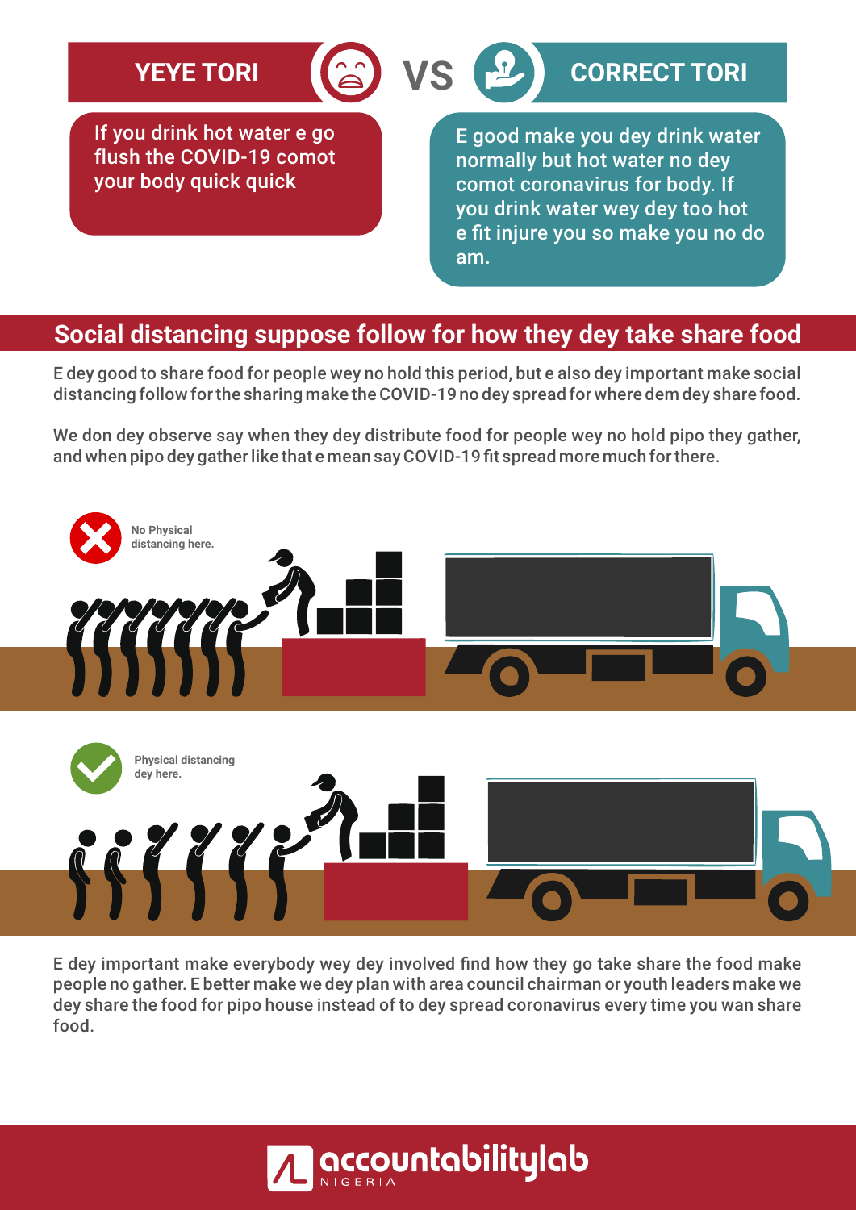**YEYE TORI** VS **CORRECT TORI**

| YEYE TORI | CORRECT TORI |
|---|---|
| If you drink hot water e go flush the COVID-19 comot your body quick quick | E good make you dey drink water normally but hot water no dey comot coronavirus for body. If you drink water wey dey too hot e fit injure you so make you no do am. |

## Social distancing suppose follow for how they dey take share food

E dey good to share food for people wey no hold this period, but e also dey important make social distancing follow for the sharing make the COVID-19 no dey spread for where dem dey share food.

We don dey observe say when they dey distribute food for people wey no hold pipo they gather, and when pipo dey gather like that e mean say COVID-19 fit spread more much for there.

No Physical distancing here.

Physical distancing dey here.

E dey important make everybody wey dey involved find how they go take share the food make people no gather. E better make we dey plan with area council chairman or youth leaders make we dey share the food for pipo house instead of to dey spread coronavirus every time you wan share food.

accountabilitylab NIGERIA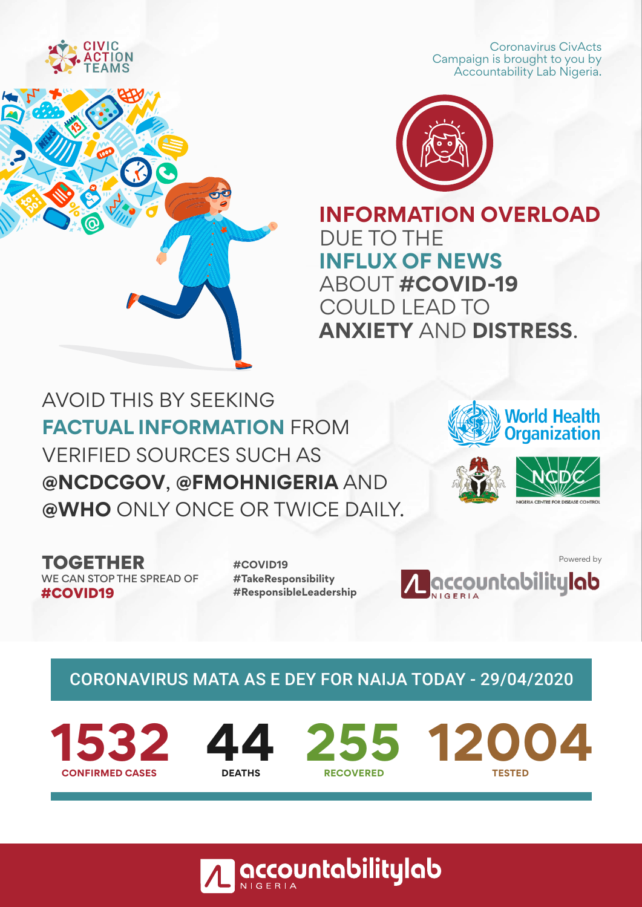CIVIC ACTION TEAMS

Coronavirus CivActs Campaign is brought to you by Accountability Lab Nigeria.

# INFORMATION OVERLOAD DUE TO THE INFLUX OF NEWS ABOUT #COVID-19 COULD LEAD TO ANXIETY AND DISTRESS.

AVOID THIS BY SEEKING **FACTUAL INFORMATION** FROM VERIFIED SOURCES SUCH AS **@NCDCGOV**, **@FMOHNIGERIA** AND **@WHO** ONLY ONCE OR TWICE DAILY.

World Health Organization

NCDC NIGERIA CENTRE FOR DISEASE CONTROL

**TOGETHER** WE CAN STOP THE SPREAD OF **#COVID19**

**#COVID19**
**#TakeResponsibility**
**#ResponsibleLeadership**

Powered by accountabilitylab NIGERIA

## CORONAVIRUS MATA AS E DEY FOR NAIJA TODAY - 29/04/2020

| 1532 | 44 | 255 | 12004 |
|---|---|---|---|
| CONFIRMED CASES | DEATHS | RECOVERED | TESTED |

accountabilitylab NIGERIA